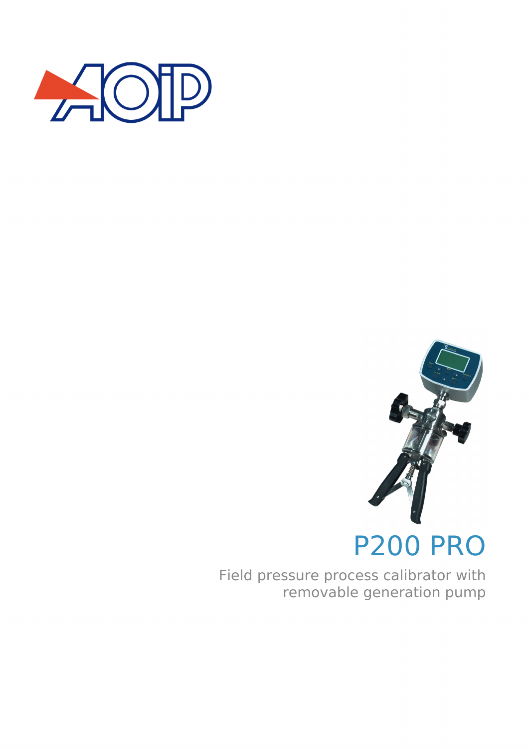# P200 PRO

Field pressure process calibrator with removable generation pump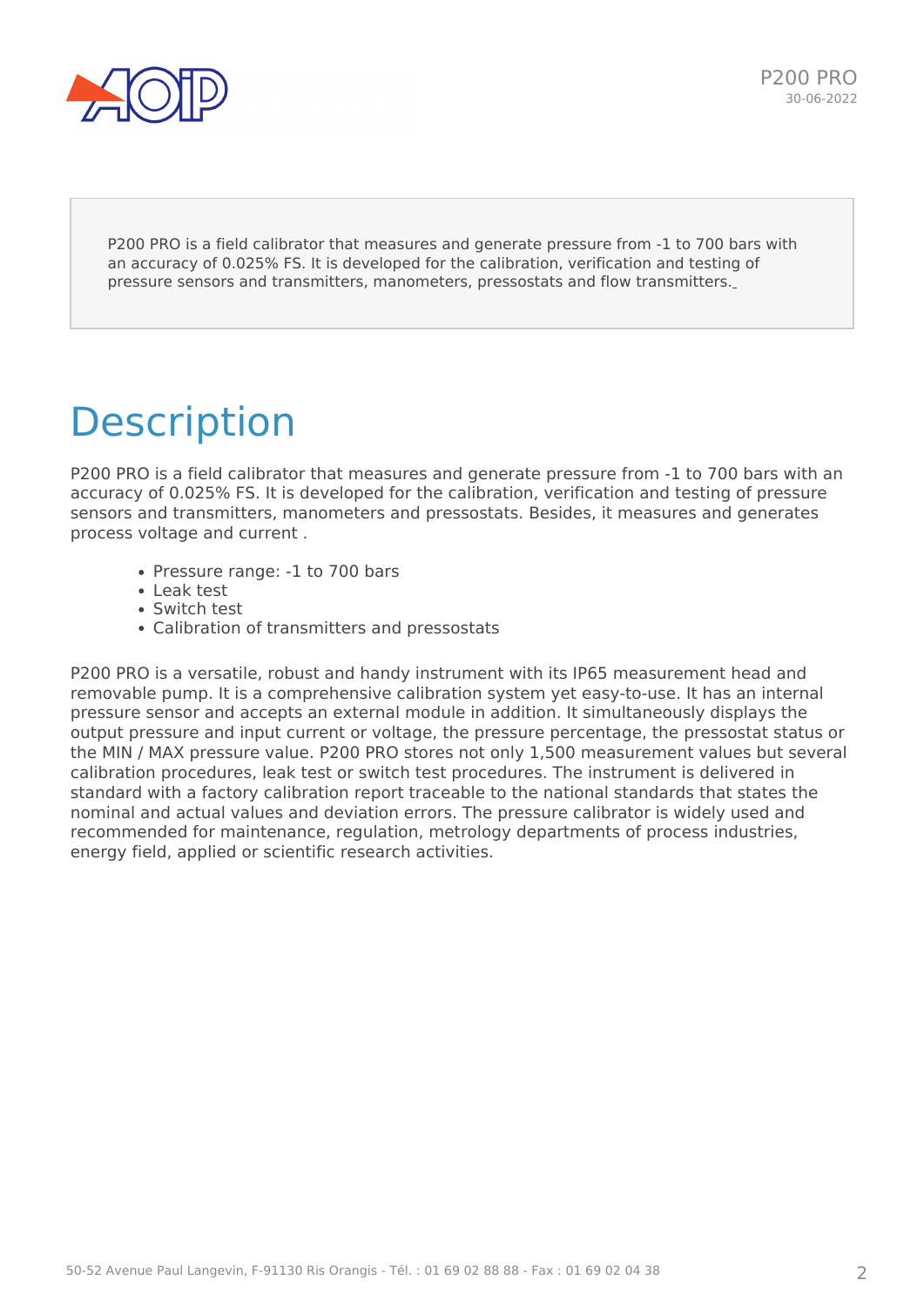P200 PRO is a field calibrator that measures and generate pressure from -1 to 700 bars with an accuracy of 0.025% FS. It is developed for the calibration, verification and testing of pressure sensors and transmitters, manometers, pressostats and flow transmitters.

# Description

P200 PRO is a field calibrator that measures and generate pressure from -1 to 700 bars with an accuracy of 0.025% FS. It is developed for the calibration, verification and testing of pressure sensors and transmitters, manometers and pressostats. Besides, it measures and generates process voltage and current .

- Pressure range: -1 to 700 bars
- Leak test
- Switch test
- Calibration of transmitters and pressostats

P200 PRO is a versatile, robust and handy instrument with its IP65 measurement head and removable pump. It is a comprehensive calibration system yet easy-to-use. It has an internal pressure sensor and accepts an external module in addition. It simultaneously displays the output pressure and input current or voltage, the pressure percentage, the pressostat status or the MIN / MAX pressure value. P200 PRO stores not only 1,500 measurement values but several calibration procedures, leak test or switch test procedures. The instrument is delivered in standard with a factory calibration report traceable to the national standards that states the nominal and actual values and deviation errors. The pressure calibrator is widely used and recommended for maintenance, regulation, metrology departments of process industries, energy field, applied or scientific research activities.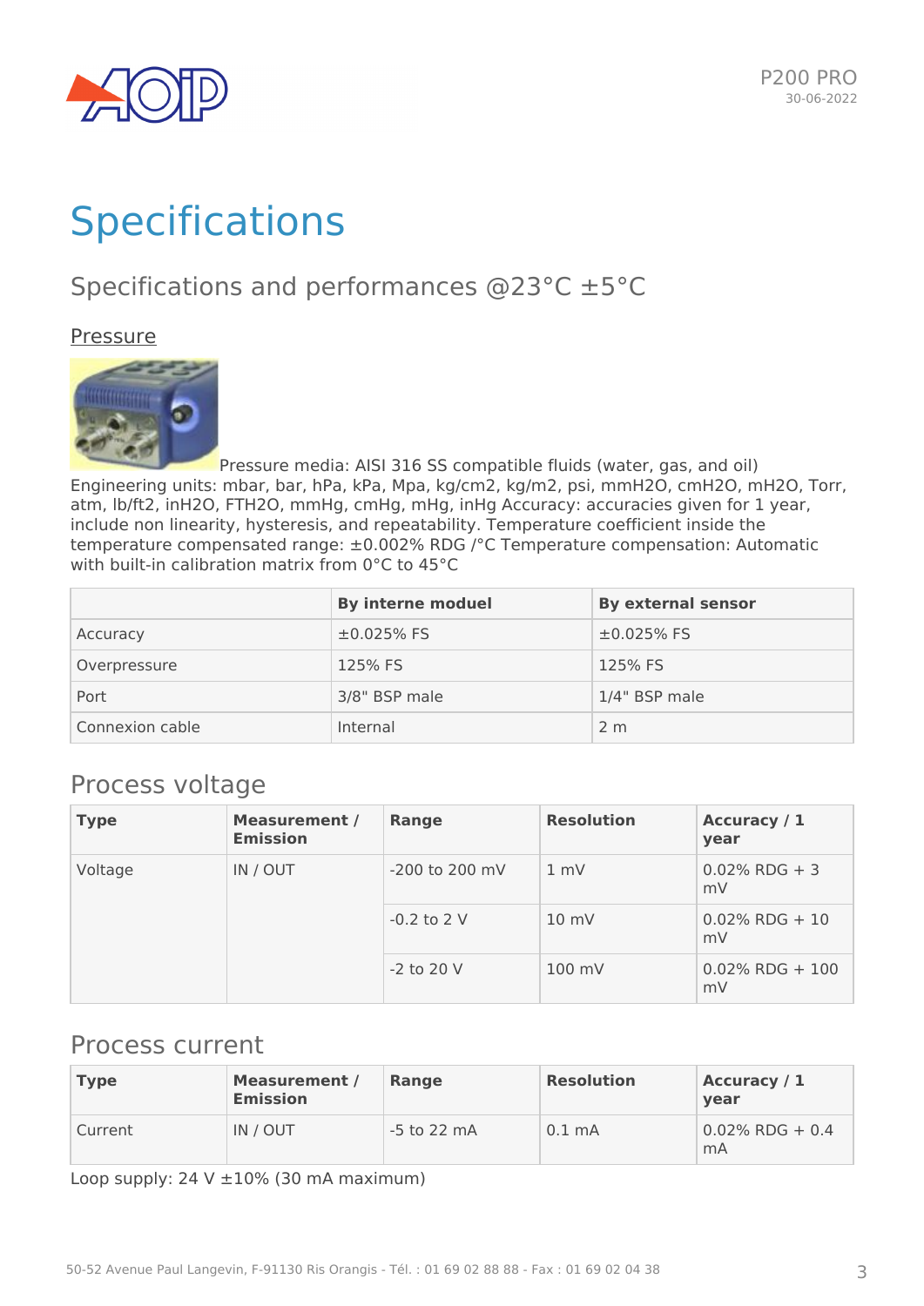// Specifications

## Specifications and performances @23°C ±5°C

### Pressure

Pressure media: AISI 316 SS compatible fluids (water, gas, and oil) Engineering units: mbar, bar, hPa, kPa, Mpa, kg/cm2, kg/m2, psi, mmH2O, cmH2O, mH2O, Torr, atm, lb/ft2, inH2O, FTH2O, mmHg, cmHg, mHg, inHg Accuracy: accuracies given for 1 year, include non linearity, hysteresis, and repeatability. Temperature coefficient inside the temperature compensated range: ±0.002% RDG /°C Temperature compensation: Automatic with built-in calibration matrix from 0°C to 45°C

| | By interne moduel | By external sensor |
|---|---|---|
| Accuracy | ±0.025% FS | ±0.025% FS |
| Overpressure | 125% FS | 125% FS |
| Port | 3/8" BSP male | 1/4" BSP male |
| Connexion cable | Internal | 2 m |

## Process voltage

| Type | Measurement / Emission | Range | Resolution | Accuracy / 1 year |
|---|---|---|---|---|
| Voltage | IN / OUT | -200 to 200 mV | 1 mV | 0.02% RDG + 3 mV |
| | | -0.2 to 2 V | 10 mV | 0.02% RDG + 10 mV |
| | | -2 to 20 V | 100 mV | 0.02% RDG + 100 mV |

## Process current

| Type | Measurement / Emission | Range | Resolution | Accuracy / 1 year |
|---|---|---|---|---|
| Current | IN / OUT | -5 to 22 mA | 0.1 mA | 0.02% RDG + 0.4 mA |

Loop supply: 24 V ±10% (30 mA maximum)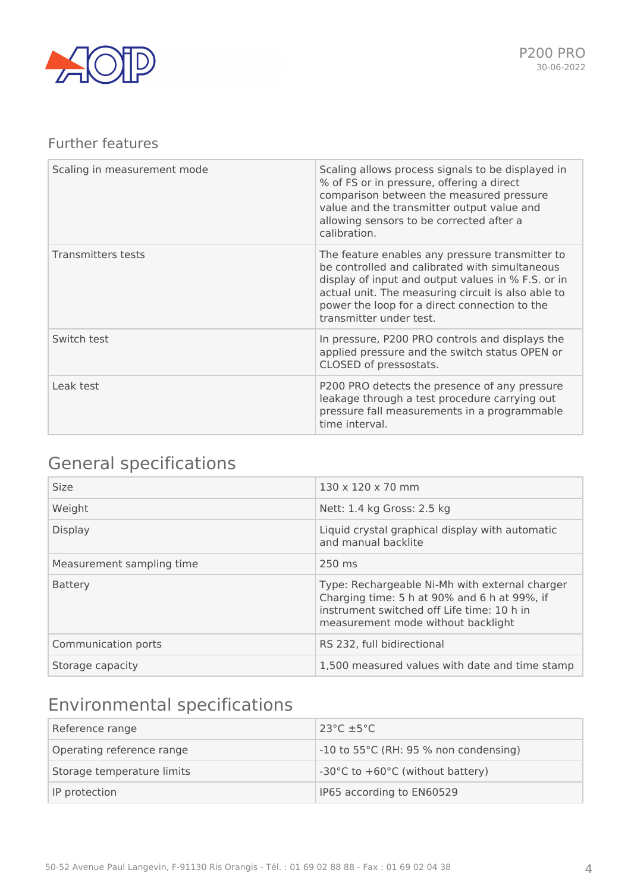## Further features

| | |
|---|---|
| Scaling in measurement mode | Scaling allows process signals to be displayed in % of FS or in pressure, offering a direct comparison between the measured pressure value and the transmitter output value and allowing sensors to be corrected after a calibration. |
| Transmitters tests | The feature enables any pressure transmitter to be controlled and calibrated with simultaneous display of input and output values in % F.S. or in actual unit. The measuring circuit is also able to power the loop for a direct connection to the transmitter under test. |
| Switch test | In pressure, P200 PRO controls and displays the applied pressure and the switch status OPEN or CLOSED of pressostats. |
| Leak test | P200 PRO detects the presence of any pressure leakage through a test procedure carrying out pressure fall measurements in a programmable time interval. |

## General specifications

| | |
|---|---|
| Size | 130 x 120 x 70 mm |
| Weight | Nett: 1.4 kg Gross: 2.5 kg |
| Display | Liquid crystal graphical display with automatic and manual backlite |
| Measurement sampling time | 250 ms |
| Battery | Type: Rechargeable Ni-Mh with external charger Charging time: 5 h at 90% and 6 h at 99%, if instrument switched off Life time: 10 h in measurement mode without backlight |
| Communication ports | RS 232, full bidirectional |
| Storage capacity | 1,500 measured values with date and time stamp |

## Environmental specifications

| | |
|---|---|
| Reference range | 23°C ±5°C |
| Operating reference range | -10 to 55°C (RH: 95 % non condensing) |
| Storage temperature limits | -30°C to +60°C (without battery) |
| IP protection | IP65 according to EN60529 |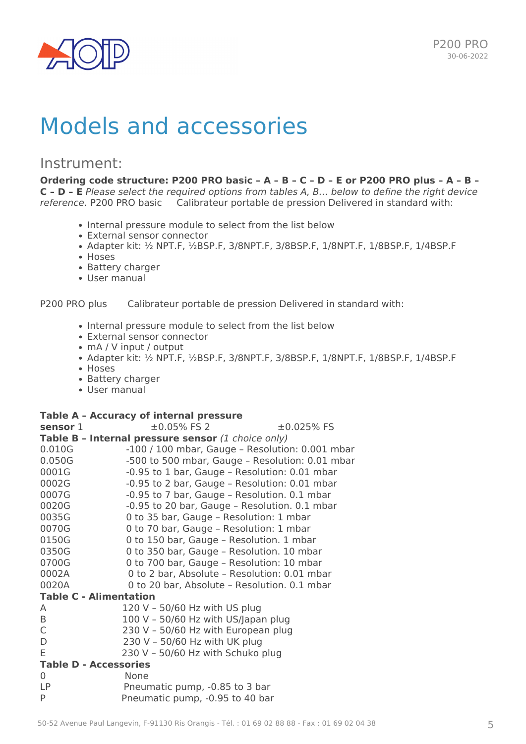# Models and accessories

## Instrument:

**Ordering code structure: P200 PRO basic – A – B – C – D – E or P200 PRO plus – A – B – C – D – E** *Please select the required options from tables A, B… below to define the right device reference.* P200 PRO basic  Calibrateur portable de pression Delivered in standard with:

- Internal pressure module to select from the list below
- External sensor connector
- Adapter kit: ½ NPT.F, ½BSP.F, 3/8NPT.F, 3/8BSP.F, 1/8NPT.F, 1/8BSP.F, 1/4BSP.F
- Hoses
- Battery charger
- User manual

P200 PRO plus  Calibrateur portable de pression Delivered in standard with:

- Internal pressure module to select from the list below
- External sensor connector
- mA / V input / output
- Adapter kit: ½ NPT.F, ½BSP.F, 3/8NPT.F, 3/8BSP.F, 1/8NPT.F, 1/8BSP.F, 1/4BSP.F
- Hoses
- Battery charger
- User manual

**Table A – Accuracy of internal pressure sensor** 1  ±0.05% FS 2  ±0.025% FS

**Table B – Internal pressure sensor** *(1 choice only)*

| | |
|---|---|
| 0.010G | -100 / 100 mbar, Gauge – Resolution: 0.001 mbar |
| 0.050G | -500 to 500 mbar, Gauge – Resolution: 0.01 mbar |
| 0001G | -0.95 to 1 bar, Gauge – Resolution: 0.01 mbar |
| 0002G | -0.95 to 2 bar, Gauge – Resolution: 0.01 mbar |
| 0007G | -0.95 to 7 bar, Gauge – Resolution. 0.1 mbar |
| 0020G | -0.95 to 20 bar, Gauge – Resolution. 0.1 mbar |
| 0035G | 0 to 35 bar, Gauge – Resolution: 1 mbar |
| 0070G | 0 to 70 bar, Gauge – Resolution: 1 mbar |
| 0150G | 0 to 150 bar, Gauge – Resolution. 1 mbar |
| 0350G | 0 to 350 bar, Gauge – Resolution. 10 mbar |
| 0700G | 0 to 700 bar, Gauge – Resolution: 10 mbar |
| 0002A | 0 to 2 bar, Absolute – Resolution: 0.01 mbar |
| 0020A | 0 to 20 bar, Absolute – Resolution. 0.1 mbar |

**Table C - Alimentation**

| | |
|---|---|
| A | 120 V – 50/60 Hz with US plug |
| B | 100 V – 50/60 Hz with US/Japan plug |
| C | 230 V – 50/60 Hz with European plug |
| D | 230 V – 50/60 Hz with UK plug |
| E | 230 V – 50/60 Hz with Schuko plug |

**Table D - Accessories**

| | |
|---|---|
| 0 | None |
| LP | Pneumatic pump, -0.85 to 3 bar |
| P | Pneumatic pump, -0.95 to 40 bar |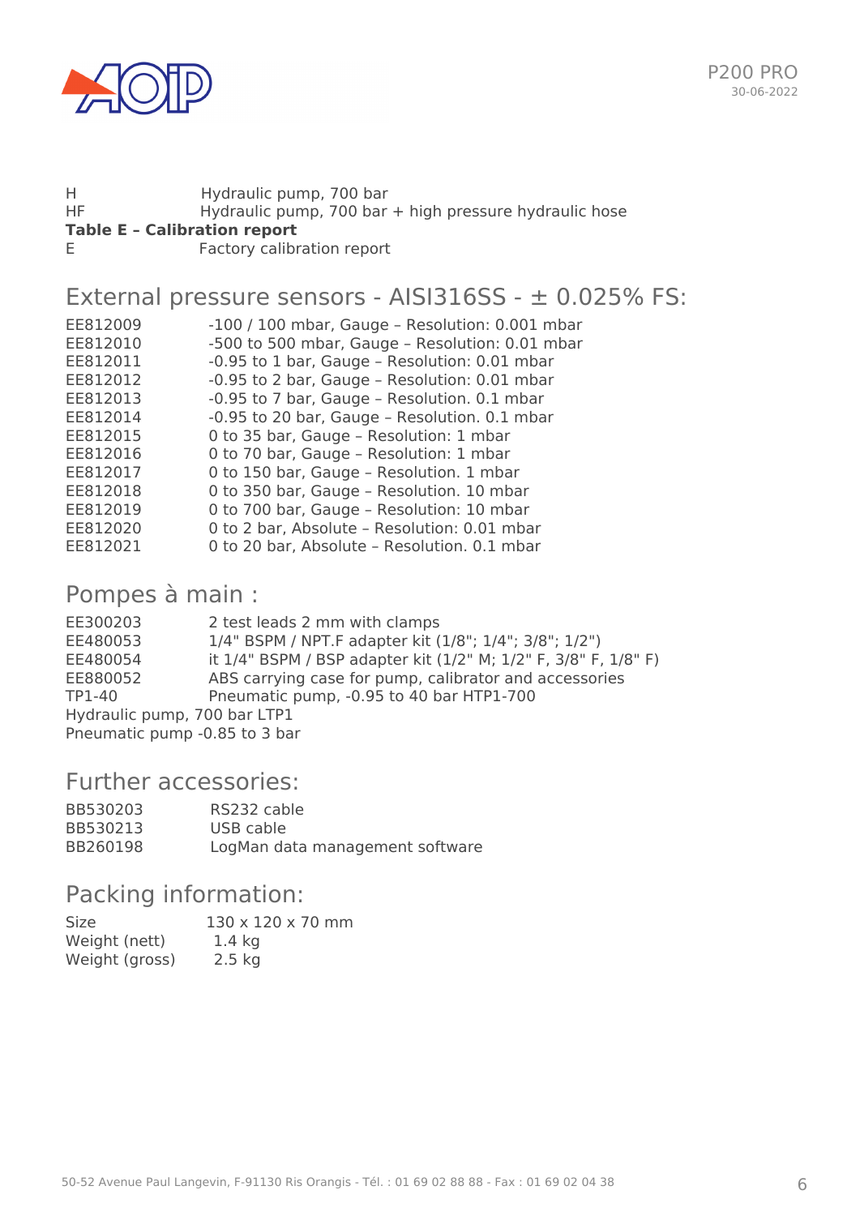| | |
|---|---|
| H | Hydraulic pump, 700 bar |
| HF | Hydraulic pump, 700 bar + high pressure hydraulic hose |

**Table E – Calibration report**

| | |
|---|---|
| E | Factory calibration report |

## External pressure sensors - AISI316SS - ± 0.025% FS:

| | |
|---|---|
| EE812009 | -100 / 100 mbar, Gauge – Resolution: 0.001 mbar |
| EE812010 | -500 to 500 mbar, Gauge – Resolution: 0.01 mbar |
| EE812011 | -0.95 to 1 bar, Gauge – Resolution: 0.01 mbar |
| EE812012 | -0.95 to 2 bar, Gauge – Resolution: 0.01 mbar |
| EE812013 | -0.95 to 7 bar, Gauge – Resolution. 0.1 mbar |
| EE812014 | -0.95 to 20 bar, Gauge – Resolution. 0.1 mbar |
| EE812015 | 0 to 35 bar, Gauge – Resolution: 1 mbar |
| EE812016 | 0 to 70 bar, Gauge – Resolution: 1 mbar |
| EE812017 | 0 to 150 bar, Gauge – Resolution. 1 mbar |
| EE812018 | 0 to 350 bar, Gauge – Resolution. 10 mbar |
| EE812019 | 0 to 700 bar, Gauge – Resolution: 10 mbar |
| EE812020 | 0 to 2 bar, Absolute – Resolution: 0.01 mbar |
| EE812021 | 0 to 20 bar, Absolute – Resolution. 0.1 mbar |

## Pompes à main :

| | |
|---|---|
| EE300203 | 2 test leads 2 mm with clamps |
| EE480053 | 1/4" BSPM / NPT.F adapter kit (1/8"; 1/4"; 3/8"; 1/2") |
| EE480054 | it 1/4" BSPM / BSP adapter kit (1/2" M; 1/2" F, 3/8" F, 1/8" F) |
| EE880052 | ABS carrying case for pump, calibrator and accessories |
| TP1-40 | Pneumatic pump, -0.95 to 40 bar HTP1-700 |

Hydraulic pump, 700 bar LTP1
Pneumatic pump -0.85 to 3 bar

## Further accessories:

| | |
|---|---|
| BB530203 | RS232 cable |
| BB530213 | USB cable |
| BB260198 | LogMan data management software |

## Packing information:

| | |
|---|---|
| Size | 130 x 120 x 70 mm |
| Weight (nett) | 1.4 kg |
| Weight (gross) | 2.5 kg |